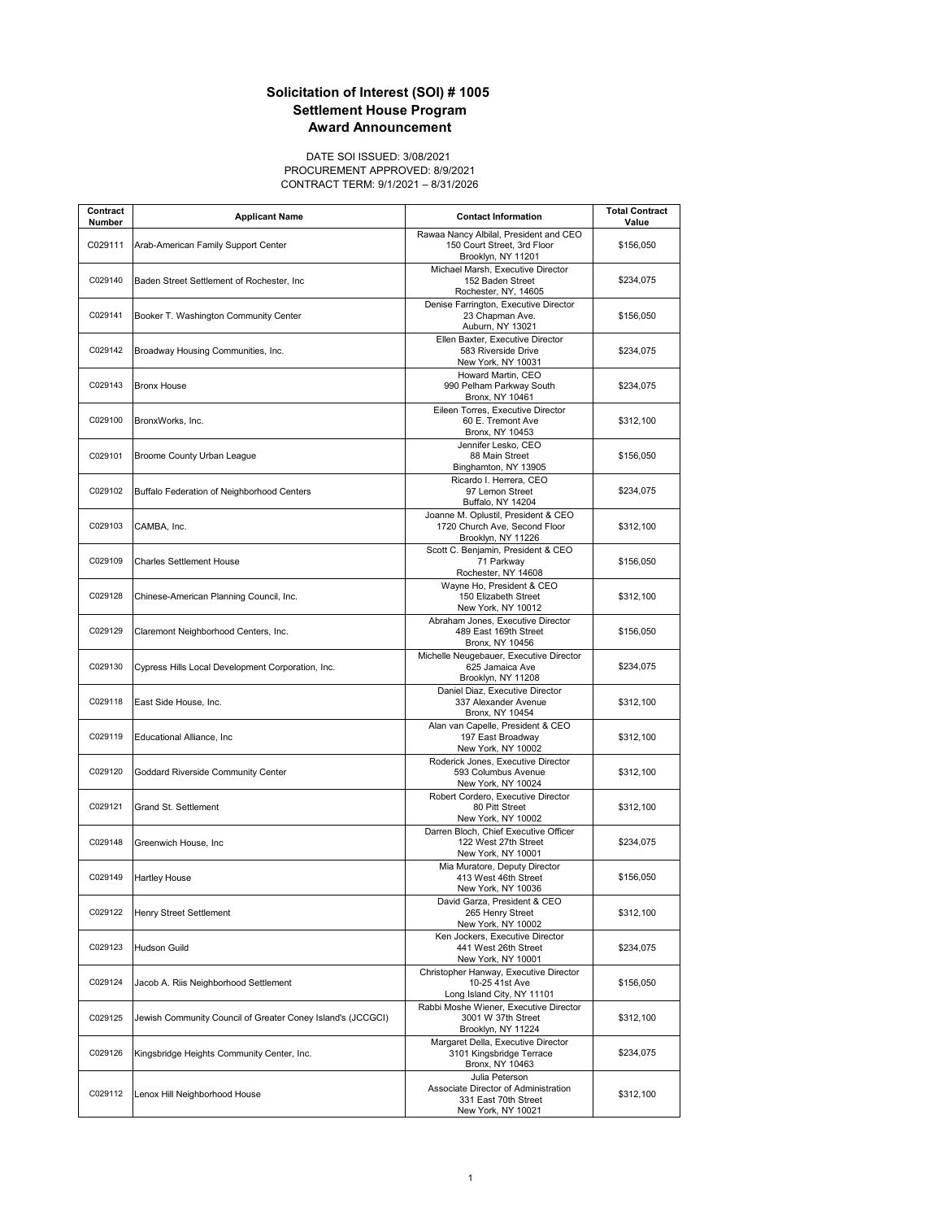# Solicitation of Interest (SOI) # 1005
## Settlement House Program
## Award Announcement

DATE SOI ISSUED: 3/08/2021
PROCUREMENT APPROVED: 8/9/2021
CONTRACT TERM: 9/1/2021 – 8/31/2026

| Contract Number | Applicant Name | Contact Information | Total Contract Value |
|---|---|---|---|
| C029111 | Arab-American Family Support Center | Rawaa Nancy Albilal, President and CEO<br>150 Court Street, 3rd Floor<br>Brooklyn, NY 11201 | $156,050 |
| C029140 | Baden Street Settlement of Rochester, Inc | Michael Marsh, Executive Director<br>152 Baden Street<br>Rochester, NY, 14605 | $234,075 |
| C029141 | Booker T. Washington Community Center | Denise Farrington, Executive Director<br>23 Chapman Ave.<br>Auburn, NY 13021 | $156,050 |
| C029142 | Broadway Housing Communities, Inc. | Ellen Baxter, Executive Director<br>583 Riverside Drive<br>New York, NY 10031 | $234,075 |
| C029143 | Bronx House | Howard Martin, CEO<br>990 Pelham Parkway South<br>Bronx, NY 10461 | $234,075 |
| C029100 | BronxWorks, Inc. | Eileen Torres, Executive Director<br>60 E. Tremont Ave<br>Bronx, NY 10453 | $312,100 |
| C029101 | Broome County Urban League | Jennifer Lesko, CEO<br>88 Main Street<br>Binghamton, NY 13905 | $156,050 |
| C029102 | Buffalo Federation of Neighborhood Centers | Ricardo I. Herrera, CEO<br>97 Lemon Street<br>Buffalo, NY 14204 | $234,075 |
| C029103 | CAMBA, Inc. | Joanne M. Oplustil, President & CEO<br>1720 Church Ave, Second Floor<br>Brooklyn, NY 11226 | $312,100 |
| C029109 | Charles Settlement House | Scott C. Benjamin, President & CEO<br>71 Parkway<br>Rochester, NY 14608 | $156,050 |
| C029128 | Chinese-American Planning Council, Inc. | Wayne Ho, President & CEO<br>150 Elizabeth Street<br>New York, NY 10012 | $312,100 |
| C029129 | Claremont Neighborhood Centers, Inc. | Abraham Jones, Executive Director<br>489 East 169th Street<br>Bronx, NY 10456 | $156,050 |
| C029130 | Cypress Hills Local Development Corporation, Inc. | Michelle Neugebauer, Executive Director<br>625 Jamaica Ave<br>Brooklyn, NY 11208 | $234,075 |
| C029118 | East Side House, Inc. | Daniel Diaz, Executive Director<br>337 Alexander Avenue<br>Bronx, NY 10454 | $312,100 |
| C029119 | Educational Alliance, Inc | Alan van Capelle, President & CEO<br>197 East Broadway<br>New York, NY 10002 | $312,100 |
| C029120 | Goddard Riverside Community Center | Roderick Jones, Executive Director<br>593 Columbus Avenue<br>New York, NY 10024 | $312,100 |
| C029121 | Grand St. Settlement | Robert Cordero, Executive Director<br>80 Pitt Street<br>New York, NY 10002 | $312,100 |
| C029148 | Greenwich House, Inc | Darren Bloch, Chief Executive Officer<br>122 West 27th Street<br>New York, NY 10001 | $234,075 |
| C029149 | Hartley House | Mia Muratore, Deputy Director<br>413 West 46th Street<br>New York, NY 10036 | $156,050 |
| C029122 | Henry Street Settlement | David Garza, President & CEO<br>265 Henry Street<br>New York, NY 10002 | $312,100 |
| C029123 | Hudson Guild | Ken Jockers, Executive Director<br>441 West 26th Street<br>New York, NY 10001 | $234,075 |
| C029124 | Jacob A. Riis Neighborhood Settlement | Christopher Hanway, Executive Director<br>10-25 41st Ave<br>Long Island City, NY 11101 | $156,050 |
| C029125 | Jewish Community Council of Greater Coney Island's (JCCGCI) | Rabbi Moshe Wiener, Executive Director<br>3001 W 37th Street<br>Brooklyn, NY 11224 | $312,100 |
| C029126 | Kingsbridge Heights Community Center, Inc. | Margaret Della, Executive Director<br>3101 Kingsbridge Terrace<br>Bronx, NY 10463 | $234,075 |
| C029112 | Lenox Hill Neighborhood House | Julia Peterson<br>Associate Director of Administration<br>331 East 70th Street<br>New York, NY 10021 | $312,100 |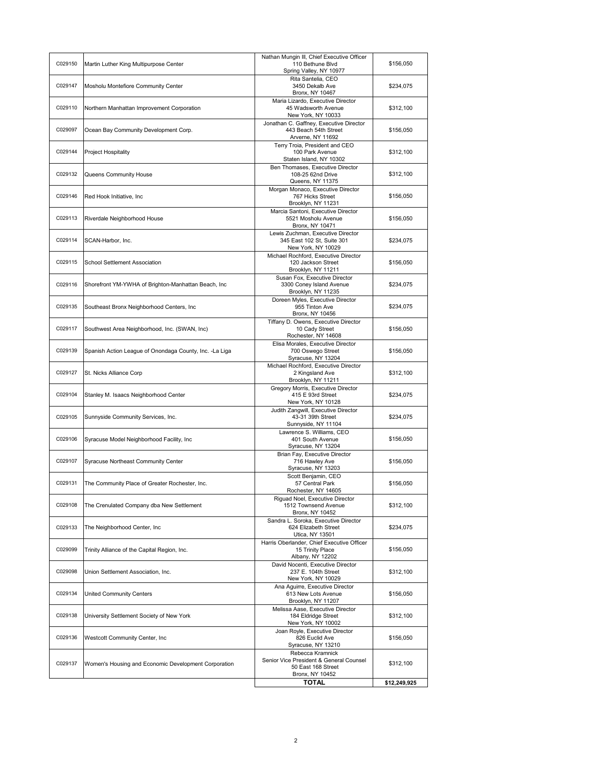| | | | |
|---|---|---|---|
| C029150 | Martin Luther King Multipurpose Center | Nathan Mungin III, Chief Executive Officer<br>110 Bethune Blvd<br>Spring Valley, NY 10977 | $156,050 |
| C029147 | Mosholu Montefiore Community Center | Rita Santelia, CEO<br>3450 Dekalb Ave<br>Bronx, NY 10467 | $234,075 |
| C029110 | Northern Manhattan Improvement Corporation | Maria Lizardo, Executive Director<br>45 Wadsworth Avenue<br>New York, NY 10033 | $312,100 |
| C029097 | Ocean Bay Community Development Corp. | Jonathan C. Gaffney, Executive Director<br>443 Beach 54th Street<br>Arverne, NY 11692 | $156,050 |
| C029144 | Project Hospitality | Terry Troia, President and CEO<br>100 Park Avenue<br>Staten Island, NY 10302 | $312,100 |
| C029132 | Queens Community House | Ben Thomases, Executive Director<br>108-25 62nd Drive<br>Queens, NY 11375 | $312,100 |
| C029146 | Red Hook Initiative, Inc | Morgan Monaco, Executive Director<br>767 Hicks Street<br>Brooklyn, NY 11231 | $156,050 |
| C029113 | Riverdale Neighborhood House | Marcia Santoni, Executive Director<br>5521 Mosholu Avenue<br>Bronx, NY 10471 | $156,050 |
| C029114 | SCAN-Harbor, Inc. | Lewis Zuchman, Executive Director<br>345 East 102 St, Suite 301<br>New York, NY 10029 | $234,075 |
| C029115 | School Settlement Association | Michael Rochford, Executive Director<br>120 Jackson Street<br>Brooklyn, NY 11211 | $156,050 |
| C029116 | Shorefront YM-YWHA of Brighton-Manhattan Beach, Inc | Susan Fox, Executive Director<br>3300 Coney Island Avenue<br>Brooklyn, NY 11235 | $234,075 |
| C029135 | Southeast Bronx Neighborhood Centers, Inc | Doreen Myles, Executive Director<br>955 Tinton Ave<br>Bronx, NY 10456 | $234,075 |
| C029117 | Southwest Area Neighborhood, Inc. (SWAN, Inc) | Tiffany D. Owens, Executive Director<br>10 Cady Street<br>Rochester, NY 14608 | $156,050 |
| C029139 | Spanish Action League of Onondaga County, Inc. -La Liga | Elisa Morales, Executive Director<br>700 Oswego Street<br>Syracuse, NY 13204 | $156,050 |
| C029127 | St. Nicks Alliance Corp | Michael Rochford, Executive Director<br>2 Kingsland Ave<br>Brooklyn, NY 11211 | $312,100 |
| C029104 | Stanley M. Isaacs Neighborhood Center | Gregory Morris, Executive Director<br>415 E 93rd Street<br>New York, NY 10128 | $234,075 |
| C029105 | Sunnyside Community Services, Inc. | Judith Zangwill, Executive Director<br>43-31 39th Street<br>Sunnyside, NY 11104 | $234,075 |
| C029106 | Syracuse Model Neighborhood Facility, Inc | Lawrence S. Williams, CEO<br>401 South Avenue<br>Syracuse, NY 13204 | $156,050 |
| C029107 | Syracuse Northeast Community Center | Brian Fay, Executive Director<br>716 Hawley Ave<br>Syracuse, NY 13203 | $156,050 |
| C029131 | The Community Place of Greater Rochester, Inc. | Scott Benjamin, CEO<br>57 Central Park<br>Rochester, NY 14605 | $156,050 |
| C029108 | The Crenulated Company dba New Settlement | Riguad Noel, Executive Director<br>1512 Townsend Avenue<br>Bronx, NY 10452 | $312,100 |
| C029133 | The Neighborhood Center, Inc | Sandra L. Soroka, Executive Director<br>624 Elizabeth Street<br>Utica, NY 13501 | $234,075 |
| C029099 | Trinity Alliance of the Capital Region, Inc. | Harris Oberlander, Chief Executive Officer<br>15 Trinity Place<br>Albany, NY 12202 | $156,050 |
| C029098 | Union Settlement Association, Inc. | David Nocenti, Executive Director<br>237 E. 104th Street<br>New York, NY 10029 | $312,100 |
| C029134 | United Community Centers | Ana Aguirre, Executive Director<br>613 New Lots Avenue<br>Brooklyn, NY 11207 | $156,050 |
| C029138 | University Settlement Society of New York | Melissa Aase, Executive Director<br>184 Eldridge Street<br>New York, NY 10002 | $312,100 |
| C029136 | Westcott Community Center, Inc | Joan Royle, Executive Director<br>826 Euclid Ave<br>Syracuse, NY 13210 | $156,050 |
| C029137 | Women's Housing and Economic Development Corporation | Rebecca Kramnick<br>Senior Vice President & General Counsel<br>50 East 168 Street<br>Bronx, NY 10452 | $312,100 |
| | | **TOTAL** | **$12,249,925** |